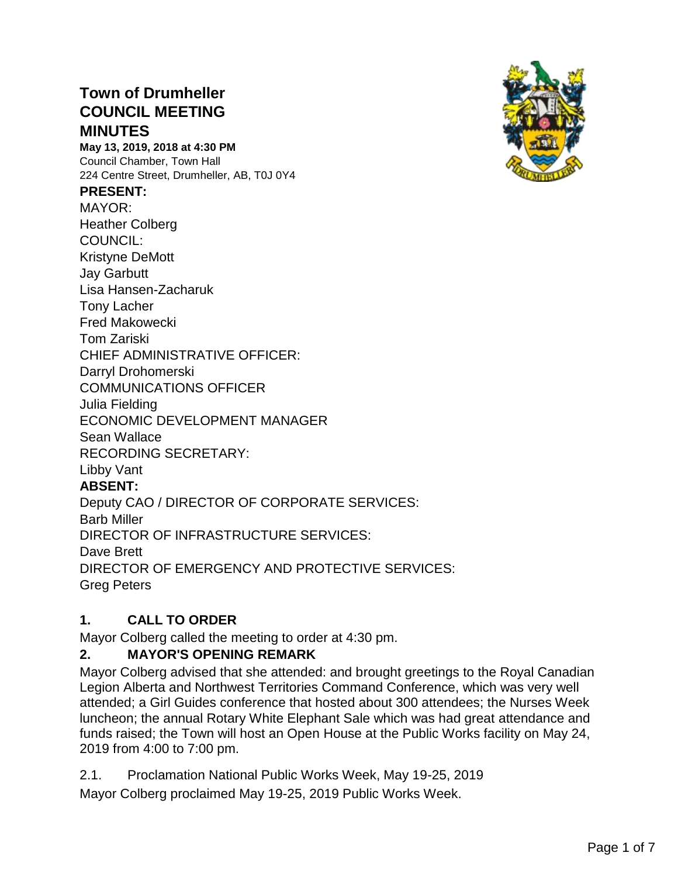# Town of Drumheller COUNCIL MEETING MINUTES

**May 13, 2019, 2018 at 4:30 PM**
Council Chamber, Town Hall
224 Centre Street, Drumheller, AB, T0J 0Y4

**PRESENT:**

MAYOR:
Heather Colberg
COUNCIL:
Kristyne DeMott
Jay Garbutt
Lisa Hansen-Zacharuk
Tony Lacher
Fred Makowecki
Tom Zariski
CHIEF ADMINISTRATIVE OFFICER:
Darryl Drohomerski
COMMUNICATIONS OFFICER
Julia Fielding
ECONOMIC DEVELOPMENT MANAGER
Sean Wallace
RECORDING SECRETARY:
Libby Vant

**ABSENT:**

Deputy CAO / DIRECTOR OF CORPORATE SERVICES:
Barb Miller
DIRECTOR OF INFRASTRUCTURE SERVICES:
Dave Brett
DIRECTOR OF EMERGENCY AND PROTECTIVE SERVICES:
Greg Peters

## 1. CALL TO ORDER

Mayor Colberg called the meeting to order at 4:30 pm.

## 2. MAYOR'S OPENING REMARK

Mayor Colberg advised that she attended: and brought greetings to the Royal Canadian Legion Alberta and Northwest Territories Command Conference, which was very well attended; a Girl Guides conference that hosted about 300 attendees; the Nurses Week luncheon; the annual Rotary White Elephant Sale which was had great attendance and funds raised; the Town will host an Open House at the Public Works facility on May 24, 2019 from 4:00 to 7:00 pm.

2.1. Proclamation National Public Works Week, May 19-25, 2019

Mayor Colberg proclaimed May 19-25, 2019 Public Works Week.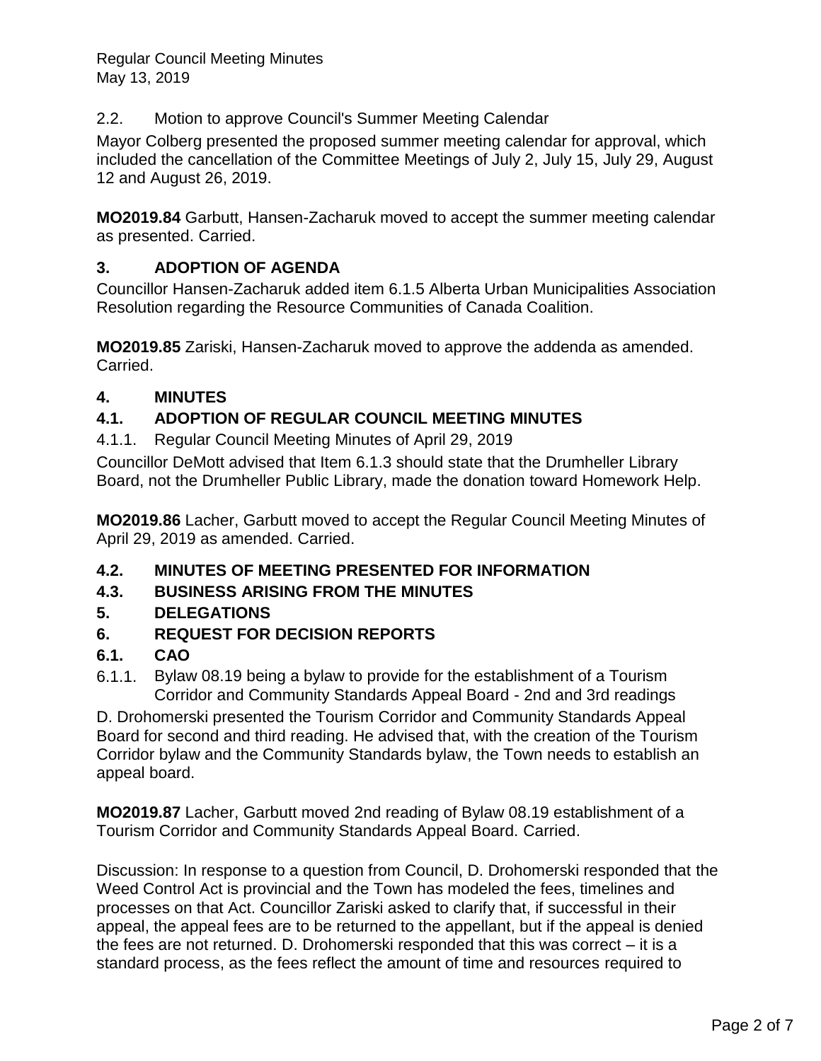2.2. Motion to approve Council's Summer Meeting Calendar

Mayor Colberg presented the proposed summer meeting calendar for approval, which included the cancellation of the Committee Meetings of July 2, July 15, July 29, August 12 and August 26, 2019.

**MO2019.84** Garbutt, Hansen-Zacharuk moved to accept the summer meeting calendar as presented. Carried.

## 3. ADOPTION OF AGENDA

Councillor Hansen-Zacharuk added item 6.1.5 Alberta Urban Municipalities Association Resolution regarding the Resource Communities of Canada Coalition.

**MO2019.85** Zariski, Hansen-Zacharuk moved to approve the addenda as amended. Carried.

## 4. MINUTES

## 4.1. ADOPTION OF REGULAR COUNCIL MEETING MINUTES

4.1.1. Regular Council Meeting Minutes of April 29, 2019

Councillor DeMott advised that Item 6.1.3 should state that the Drumheller Library Board, not the Drumheller Public Library, made the donation toward Homework Help.

**MO2019.86** Lacher, Garbutt moved to accept the Regular Council Meeting Minutes of April 29, 2019 as amended. Carried.

## 4.2. MINUTES OF MEETING PRESENTED FOR INFORMATION

## 4.3. BUSINESS ARISING FROM THE MINUTES

## 5. DELEGATIONS

## 6. REQUEST FOR DECISION REPORTS

## 6.1. CAO

6.1.1. Bylaw 08.19 being a bylaw to provide for the establishment of a Tourism Corridor and Community Standards Appeal Board - 2nd and 3rd readings

D. Drohomerski presented the Tourism Corridor and Community Standards Appeal Board for second and third reading. He advised that, with the creation of the Tourism Corridor bylaw and the Community Standards bylaw, the Town needs to establish an appeal board.

**MO2019.87** Lacher, Garbutt moved 2nd reading of Bylaw 08.19 establishment of a Tourism Corridor and Community Standards Appeal Board. Carried.

Discussion: In response to a question from Council, D. Drohomerski responded that the Weed Control Act is provincial and the Town has modeled the fees, timelines and processes on that Act. Councillor Zariski asked to clarify that, if successful in their appeal, the appeal fees are to be returned to the appellant, but if the appeal is denied the fees are not returned. D. Drohomerski responded that this was correct – it is a standard process, as the fees reflect the amount of time and resources required to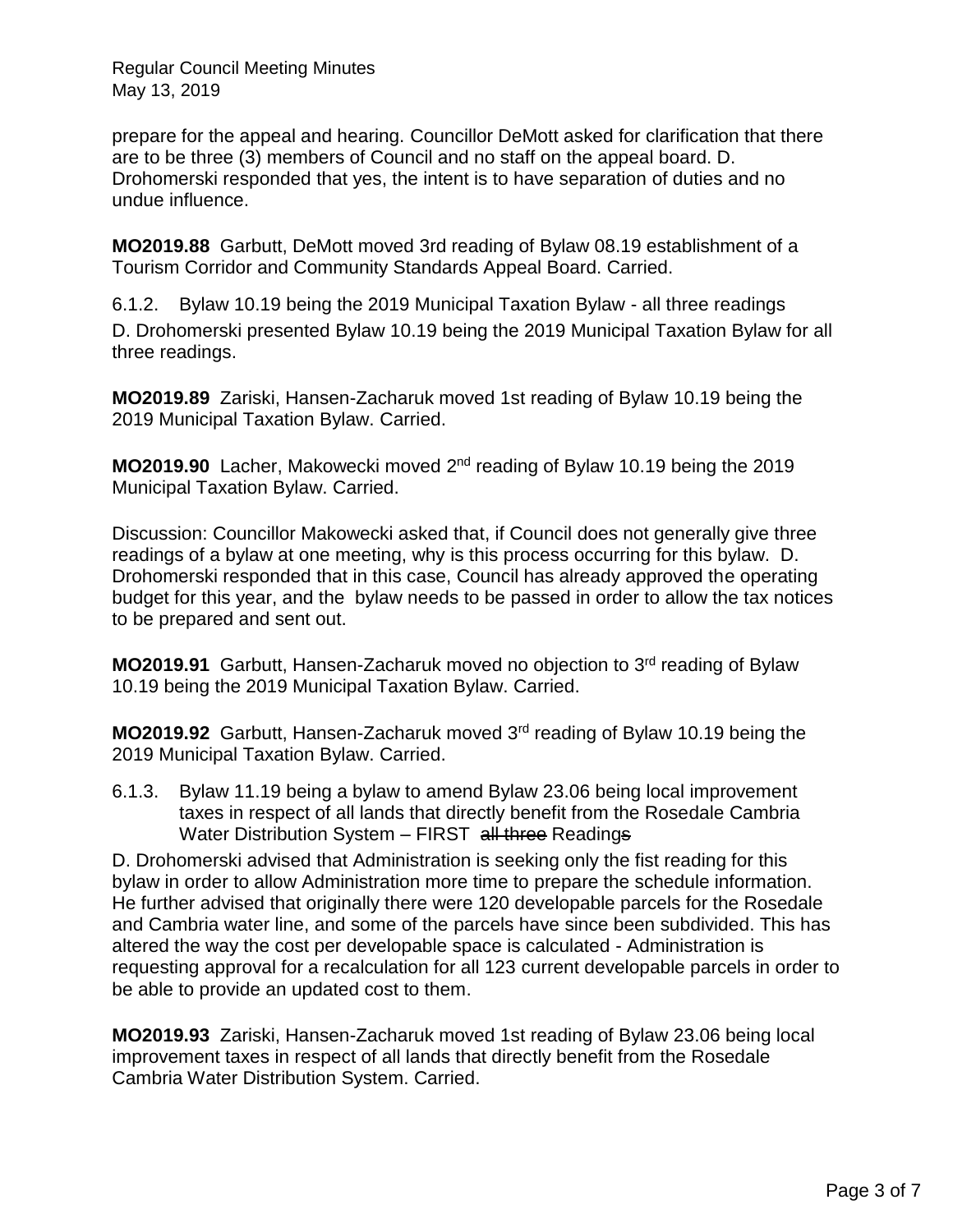prepare for the appeal and hearing. Councillor DeMott asked for clarification that there are to be three (3) members of Council and no staff on the appeal board. D. Drohomerski responded that yes, the intent is to have separation of duties and no undue influence.

**MO2019.88** Garbutt, DeMott moved 3rd reading of Bylaw 08.19 establishment of a Tourism Corridor and Community Standards Appeal Board. Carried.

6.1.2. Bylaw 10.19 being the 2019 Municipal Taxation Bylaw - all three readings

D. Drohomerski presented Bylaw 10.19 being the 2019 Municipal Taxation Bylaw for all three readings.

**MO2019.89** Zariski, Hansen-Zacharuk moved 1st reading of Bylaw 10.19 being the 2019 Municipal Taxation Bylaw. Carried.

**MO2019.90** Lacher, Makowecki moved 2nd reading of Bylaw 10.19 being the 2019 Municipal Taxation Bylaw. Carried.

Discussion: Councillor Makowecki asked that, if Council does not generally give three readings of a bylaw at one meeting, why is this process occurring for this bylaw. D. Drohomerski responded that in this case, Council has already approved the operating budget for this year, and the bylaw needs to be passed in order to allow the tax notices to be prepared and sent out.

**MO2019.91** Garbutt, Hansen-Zacharuk moved no objection to 3rd reading of Bylaw 10.19 being the 2019 Municipal Taxation Bylaw. Carried.

**MO2019.92** Garbutt, Hansen-Zacharuk moved 3rd reading of Bylaw 10.19 being the 2019 Municipal Taxation Bylaw. Carried.

6.1.3. Bylaw 11.19 being a bylaw to amend Bylaw 23.06 being local improvement taxes in respect of all lands that directly benefit from the Rosedale Cambria Water Distribution System – FIRST ~~all three~~ Reading~~s~~

D. Drohomerski advised that Administration is seeking only the fist reading for this bylaw in order to allow Administration more time to prepare the schedule information. He further advised that originally there were 120 developable parcels for the Rosedale and Cambria water line, and some of the parcels have since been subdivided. This has altered the way the cost per developable space is calculated - Administration is requesting approval for a recalculation for all 123 current developable parcels in order to be able to provide an updated cost to them.

**MO2019.93** Zariski, Hansen-Zacharuk moved 1st reading of Bylaw 23.06 being local improvement taxes in respect of all lands that directly benefit from the Rosedale Cambria Water Distribution System. Carried.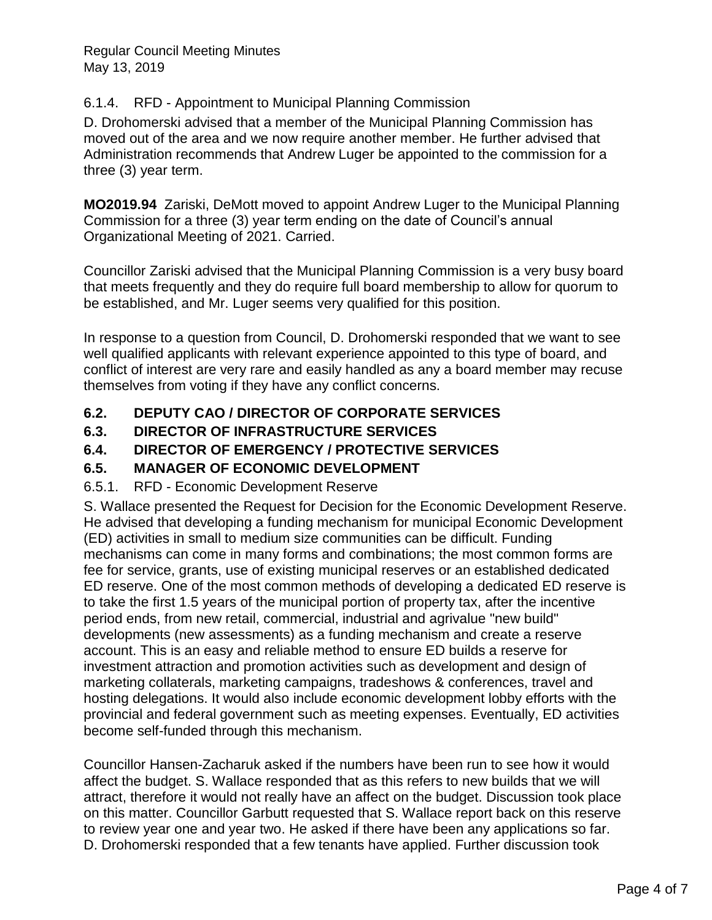6.1.4. RFD - Appointment to Municipal Planning Commission

D. Drohomerski advised that a member of the Municipal Planning Commission has moved out of the area and we now require another member. He further advised that Administration recommends that Andrew Luger be appointed to the commission for a three (3) year term.

**MO2019.94** Zariski, DeMott moved to appoint Andrew Luger to the Municipal Planning Commission for a three (3) year term ending on the date of Council's annual Organizational Meeting of 2021. Carried.

Councillor Zariski advised that the Municipal Planning Commission is a very busy board that meets frequently and they do require full board membership to allow for quorum to be established, and Mr. Luger seems very qualified for this position.

In response to a question from Council, D. Drohomerski responded that we want to see well qualified applicants with relevant experience appointed to this type of board, and conflict of interest are very rare and easily handled as any a board member may recuse themselves from voting if they have any conflict concerns.

## 6.2. DEPUTY CAO / DIRECTOR OF CORPORATE SERVICES

## 6.3. DIRECTOR OF INFRASTRUCTURE SERVICES

## 6.4. DIRECTOR OF EMERGENCY / PROTECTIVE SERVICES

## 6.5. MANAGER OF ECONOMIC DEVELOPMENT

6.5.1. RFD - Economic Development Reserve

S. Wallace presented the Request for Decision for the Economic Development Reserve. He advised that developing a funding mechanism for municipal Economic Development (ED) activities in small to medium size communities can be difficult. Funding mechanisms can come in many forms and combinations; the most common forms are fee for service, grants, use of existing municipal reserves or an established dedicated ED reserve. One of the most common methods of developing a dedicated ED reserve is to take the first 1.5 years of the municipal portion of property tax, after the incentive period ends, from new retail, commercial, industrial and agrivalue "new build" developments (new assessments) as a funding mechanism and create a reserve account. This is an easy and reliable method to ensure ED builds a reserve for investment attraction and promotion activities such as development and design of marketing collaterals, marketing campaigns, tradeshows & conferences, travel and hosting delegations. It would also include economic development lobby efforts with the provincial and federal government such as meeting expenses. Eventually, ED activities become self-funded through this mechanism.

Councillor Hansen-Zacharuk asked if the numbers have been run to see how it would affect the budget. S. Wallace responded that as this refers to new builds that we will attract, therefore it would not really have an affect on the budget. Discussion took place on this matter. Councillor Garbutt requested that S. Wallace report back on this reserve to review year one and year two. He asked if there have been any applications so far. D. Drohomerski responded that a few tenants have applied. Further discussion took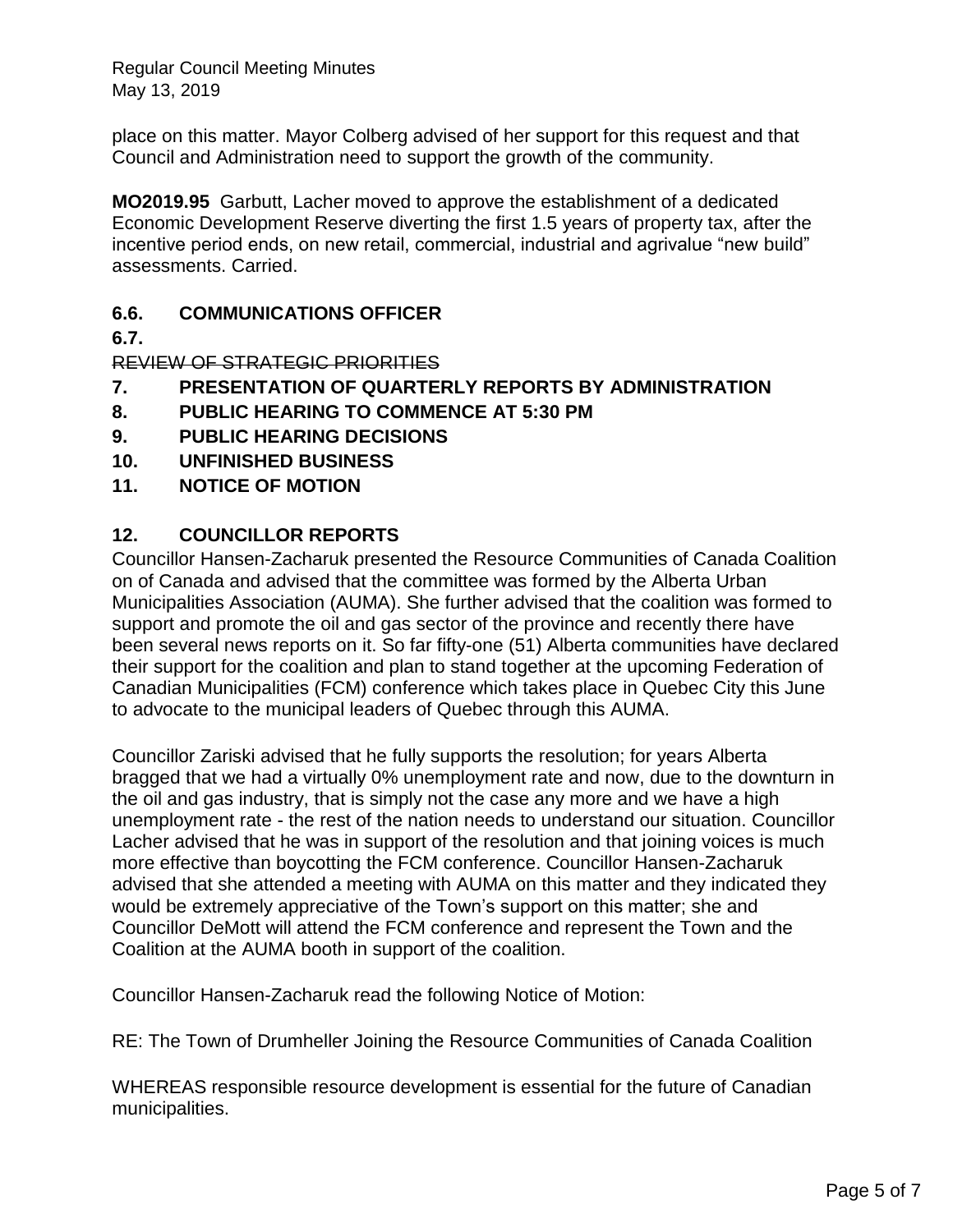place on this matter. Mayor Colberg advised of her support for this request and that Council and Administration need to support the growth of the community.

**MO2019.95** Garbutt, Lacher moved to approve the establishment of a dedicated Economic Development Reserve diverting the first 1.5 years of property tax, after the incentive period ends, on new retail, commercial, industrial and agrivalue "new build" assessments. Carried.

## 6.6. COMMUNICATIONS OFFICER

## 6.7.

~~REVIEW OF STRATEGIC PRIORITIES~~

## 7. PRESENTATION OF QUARTERLY REPORTS BY ADMINISTRATION

## 8. PUBLIC HEARING TO COMMENCE AT 5:30 PM

## 9. PUBLIC HEARING DECISIONS

## 10. UNFINISHED BUSINESS

## 11. NOTICE OF MOTION

## 12. COUNCILLOR REPORTS

Councillor Hansen-Zacharuk presented the Resource Communities of Canada Coalition on of Canada and advised that the committee was formed by the Alberta Urban Municipalities Association (AUMA). She further advised that the coalition was formed to support and promote the oil and gas sector of the province and recently there have been several news reports on it. So far fifty-one (51) Alberta communities have declared their support for the coalition and plan to stand together at the upcoming Federation of Canadian Municipalities (FCM) conference which takes place in Quebec City this June to advocate to the municipal leaders of Quebec through this AUMA.

Councillor Zariski advised that he fully supports the resolution; for years Alberta bragged that we had a virtually 0% unemployment rate and now, due to the downturn in the oil and gas industry, that is simply not the case any more and we have a high unemployment rate - the rest of the nation needs to understand our situation. Councillor Lacher advised that he was in support of the resolution and that joining voices is much more effective than boycotting the FCM conference. Councillor Hansen-Zacharuk advised that she attended a meeting with AUMA on this matter and they indicated they would be extremely appreciative of the Town's support on this matter; she and Councillor DeMott will attend the FCM conference and represent the Town and the Coalition at the AUMA booth in support of the coalition.

Councillor Hansen-Zacharuk read the following Notice of Motion:

RE: The Town of Drumheller Joining the Resource Communities of Canada Coalition

WHEREAS responsible resource development is essential for the future of Canadian municipalities.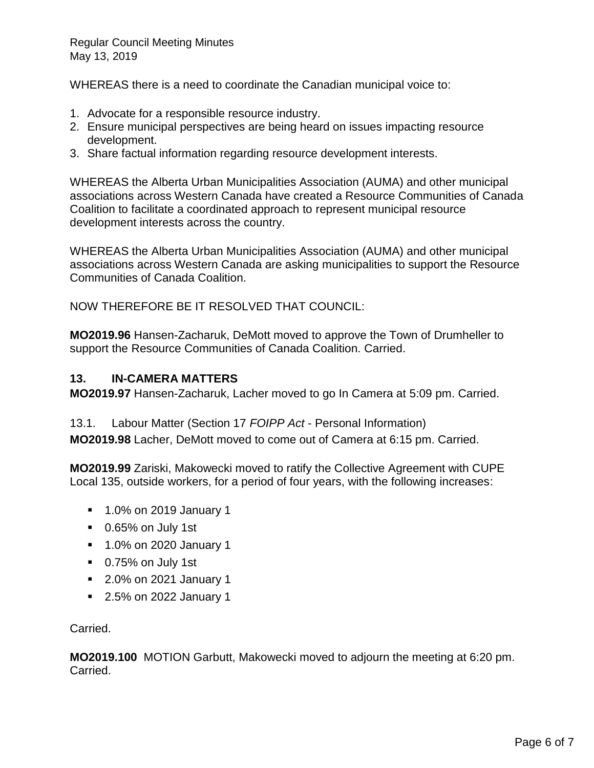WHEREAS there is a need to coordinate the Canadian municipal voice to:

1. Advocate for a responsible resource industry.
2. Ensure municipal perspectives are being heard on issues impacting resource development.
3. Share factual information regarding resource development interests.

WHEREAS the Alberta Urban Municipalities Association (AUMA) and other municipal associations across Western Canada have created a Resource Communities of Canada Coalition to facilitate a coordinated approach to represent municipal resource development interests across the country.

WHEREAS the Alberta Urban Municipalities Association (AUMA) and other municipal associations across Western Canada are asking municipalities to support the Resource Communities of Canada Coalition.

NOW THEREFORE BE IT RESOLVED THAT COUNCIL:

**MO2019.96** Hansen-Zacharuk, DeMott moved to approve the Town of Drumheller to support the Resource Communities of Canada Coalition. Carried.

## 13. IN-CAMERA MATTERS

**MO2019.97** Hansen-Zacharuk, Lacher moved to go In Camera at 5:09 pm. Carried.

13.1. Labour Matter (Section 17 *FOIPP Act* - Personal Information)

**MO2019.98** Lacher, DeMott moved to come out of Camera at 6:15 pm. Carried.

**MO2019.99** Zariski, Makowecki moved to ratify the Collective Agreement with CUPE Local 135, outside workers, for a period of four years, with the following increases:

- 1.0% on 2019 January 1
- 0.65% on July 1st
- 1.0% on 2020 January 1
- 0.75% on July 1st
- 2.0% on 2021 January 1
- 2.5% on 2022 January 1

Carried.

**MO2019.100** MOTION Garbutt, Makowecki moved to adjourn the meeting at 6:20 pm. Carried.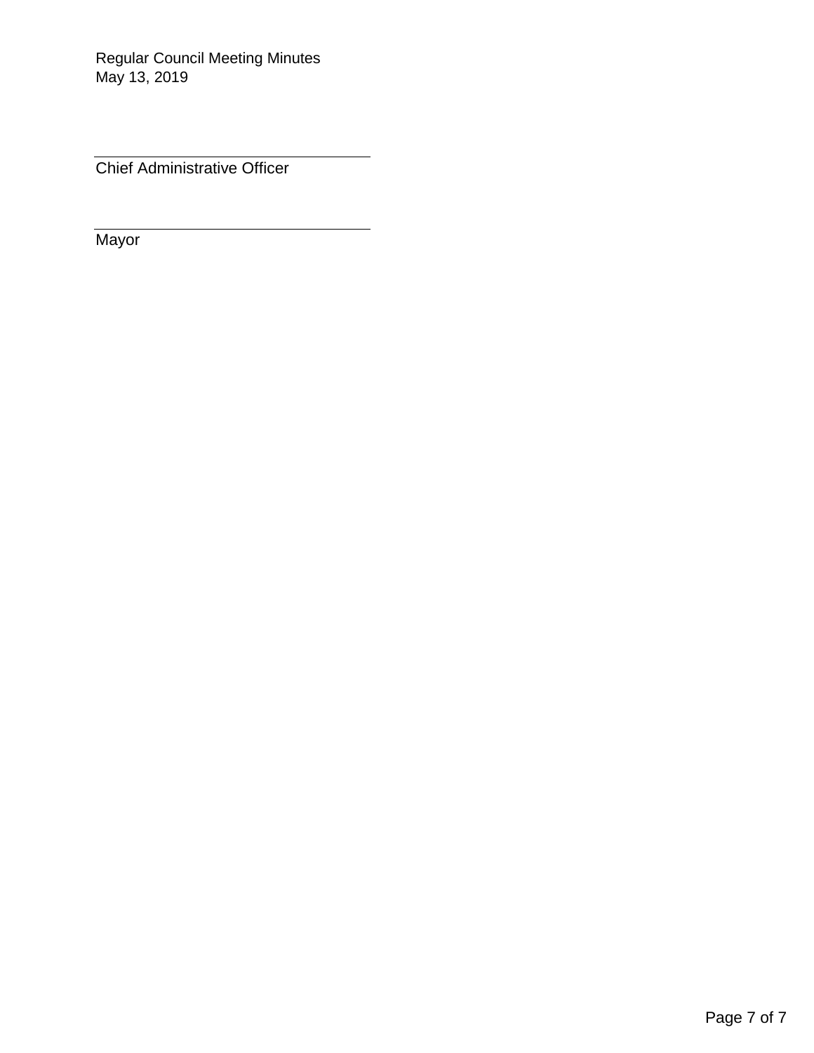\_\_\_\_\_\_\_\_\_\_\_\_\_\_\_\_\_\_\_\_\_\_\_\_\_\_\_\_\_\_\_\_\_\_\_\_

Chief Administrative Officer

\_\_\_\_\_\_\_\_\_\_\_\_\_\_\_\_\_\_\_\_\_\_\_\_\_\_\_\_\_\_\_\_\_\_\_\_

Mayor